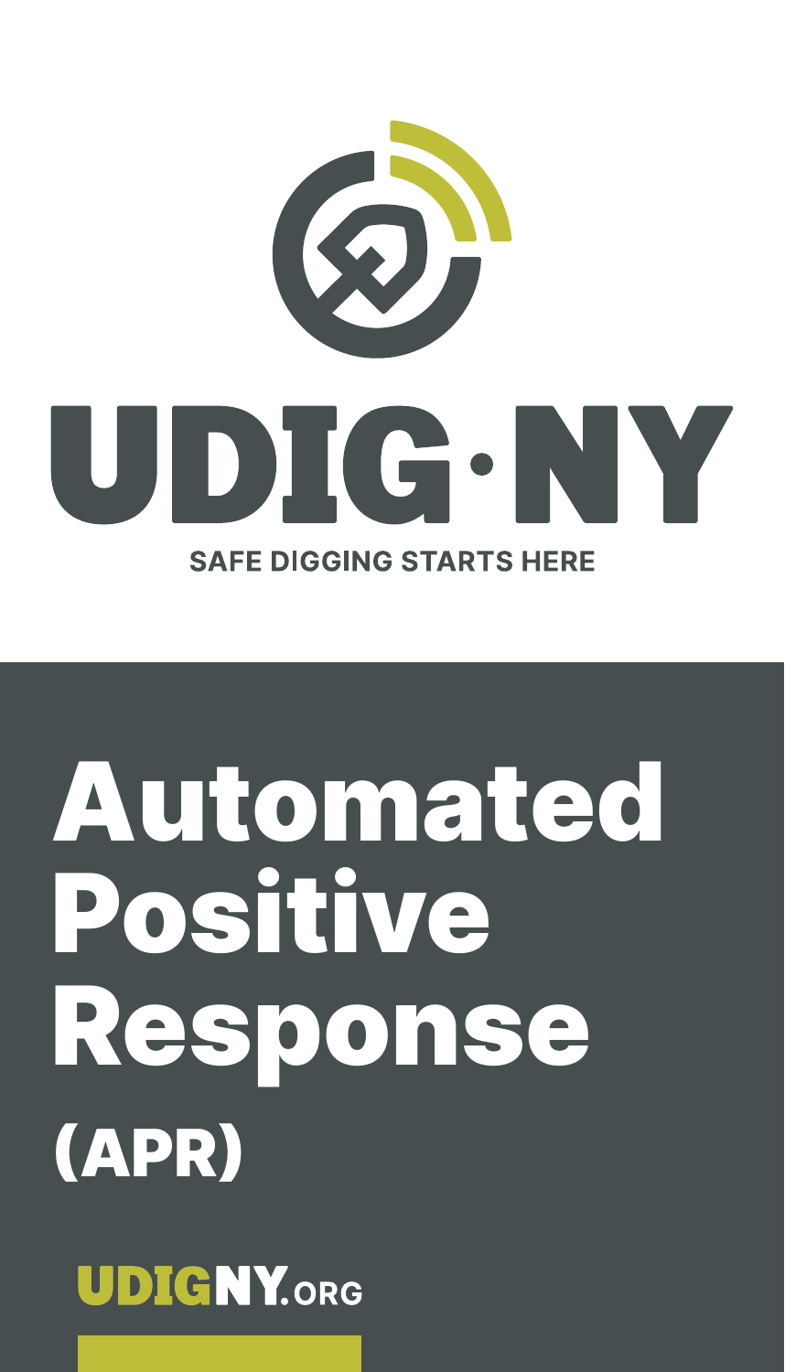# UDIG·NY

SAFE DIGGING STARTS HERE

# Automated Positive Response (APR)

UDIGNY.ORG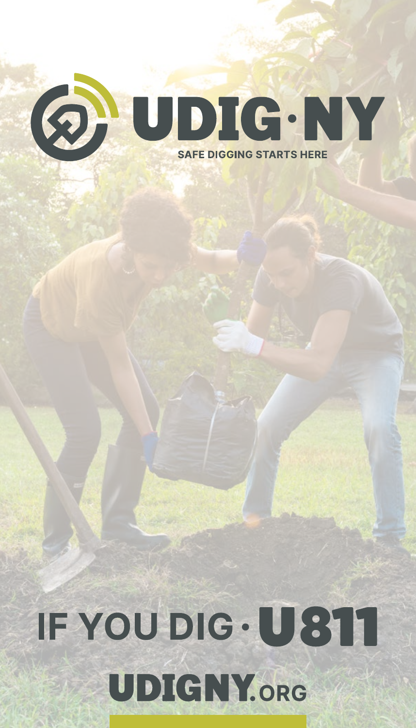# UDIG·NY

**SAFE DIGGING STARTS HERE**

## IF YOU DIG · U811

## UDIGNY.ORG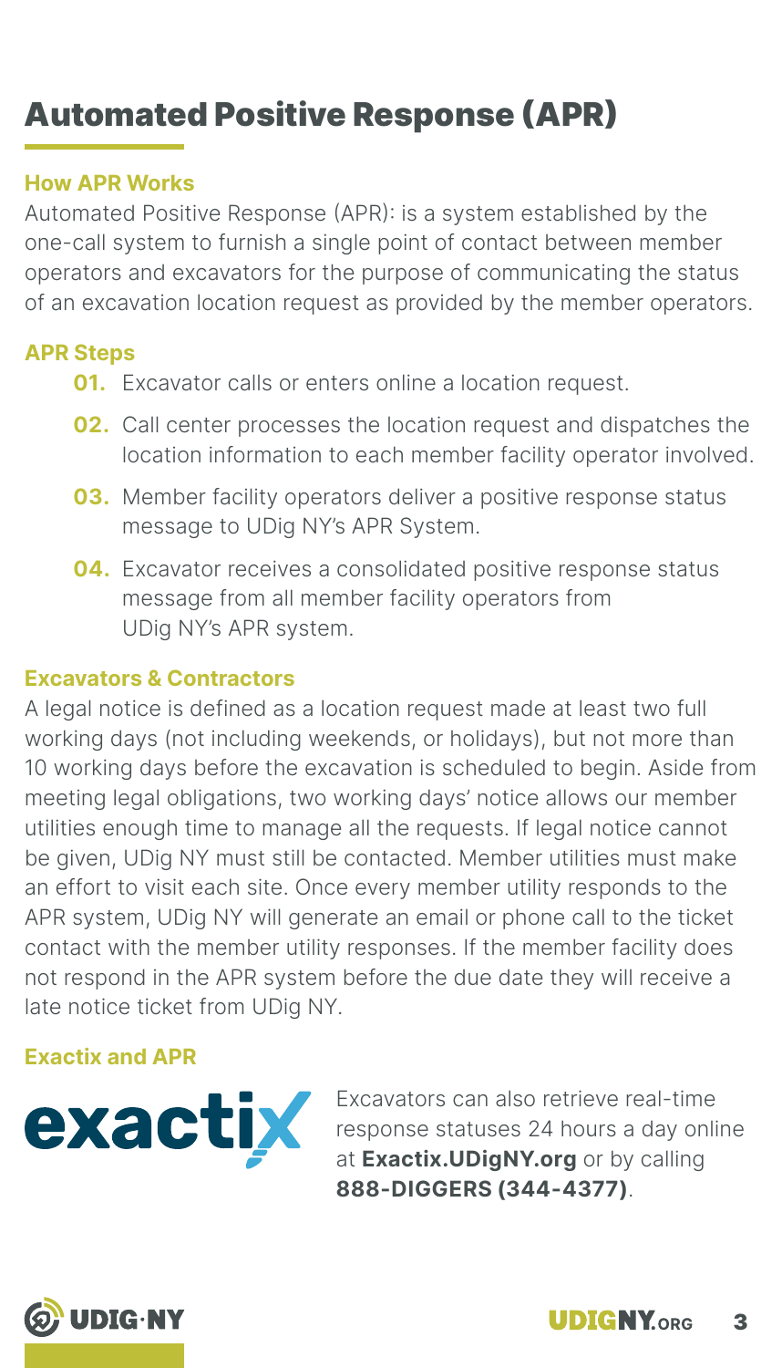# Automated Positive Response (APR)

### How APR Works

Automated Positive Response (APR): is a system established by the one-call system to furnish a single point of contact between member operators and excavators for the purpose of communicating the status of an excavation location request as provided by the member operators.

### APR Steps

**01.** Excavator calls or enters online a location request.

**02.** Call center processes the location request and dispatches the location information to each member facility operator involved.

**03.** Member facility operators deliver a positive response status message to UDig NY's APR System.

**04.** Excavator receives a consolidated positive response status message from all member facility operators from UDig NY's APR system.

### Excavators & Contractors

A legal notice is defined as a location request made at least two full working days (not including weekends, or holidays), but not more than 10 working days before the excavation is scheduled to begin. Aside from meeting legal obligations, two working days' notice allows our member utilities enough time to manage all the requests. If legal notice cannot be given, UDig NY must still be contacted. Member utilities must make an effort to visit each site. Once every member utility responds to the APR system, UDig NY will generate an email or phone call to the ticket contact with the member utility responses. If the member facility does not respond in the APR system before the due date they will receive a late notice ticket from UDig NY.

### Exactix and APR

exactix

Excavators can also retrieve real-time response statuses 24 hours a day online at **Exactix.UDigNY.org** or by calling **888-DIGGERS (344-4377)**.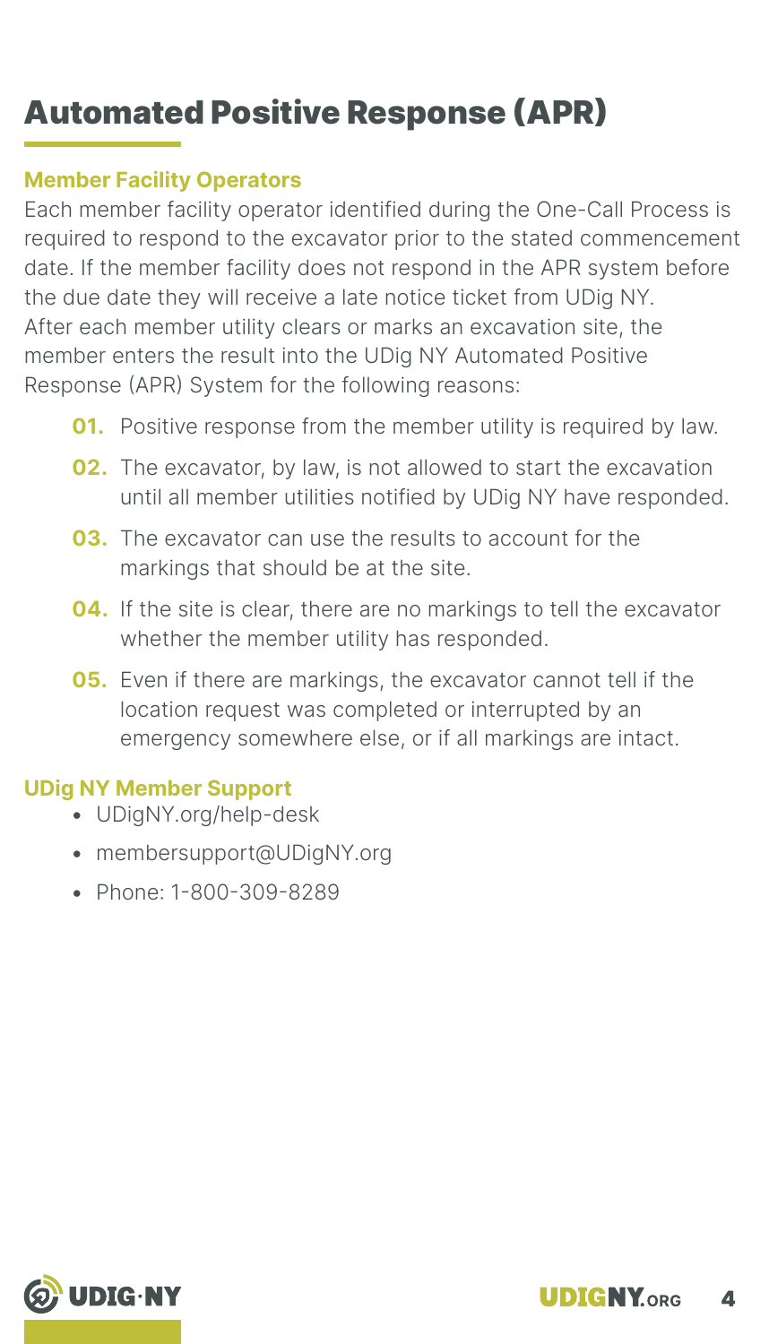# Automated Positive Response (APR)

**Member Facility Operators**

Each member facility operator identified during the One-Call Process is required to respond to the excavator prior to the stated commencement date. If the member facility does not respond in the APR system before the due date they will receive a late notice ticket from UDig NY.
After each member utility clears or marks an excavation site, the member enters the result into the UDig NY Automated Positive Response (APR) System for the following reasons:

**01.** Positive response from the member utility is required by law.

**02.** The excavator, by law, is not allowed to start the excavation until all member utilities notified by UDig NY have responded.

**03.** The excavator can use the results to account for the markings that should be at the site.

**04.** If the site is clear, there are no markings to tell the excavator whether the member utility has responded.

**05.** Even if there are markings, the excavator cannot tell if the location request was completed or interrupted by an emergency somewhere else, or if all markings are intact.

**UDig NY Member Support**

- UDigNY.org/help-desk
- membersupport@UDigNY.org
- Phone: 1-800-309-8289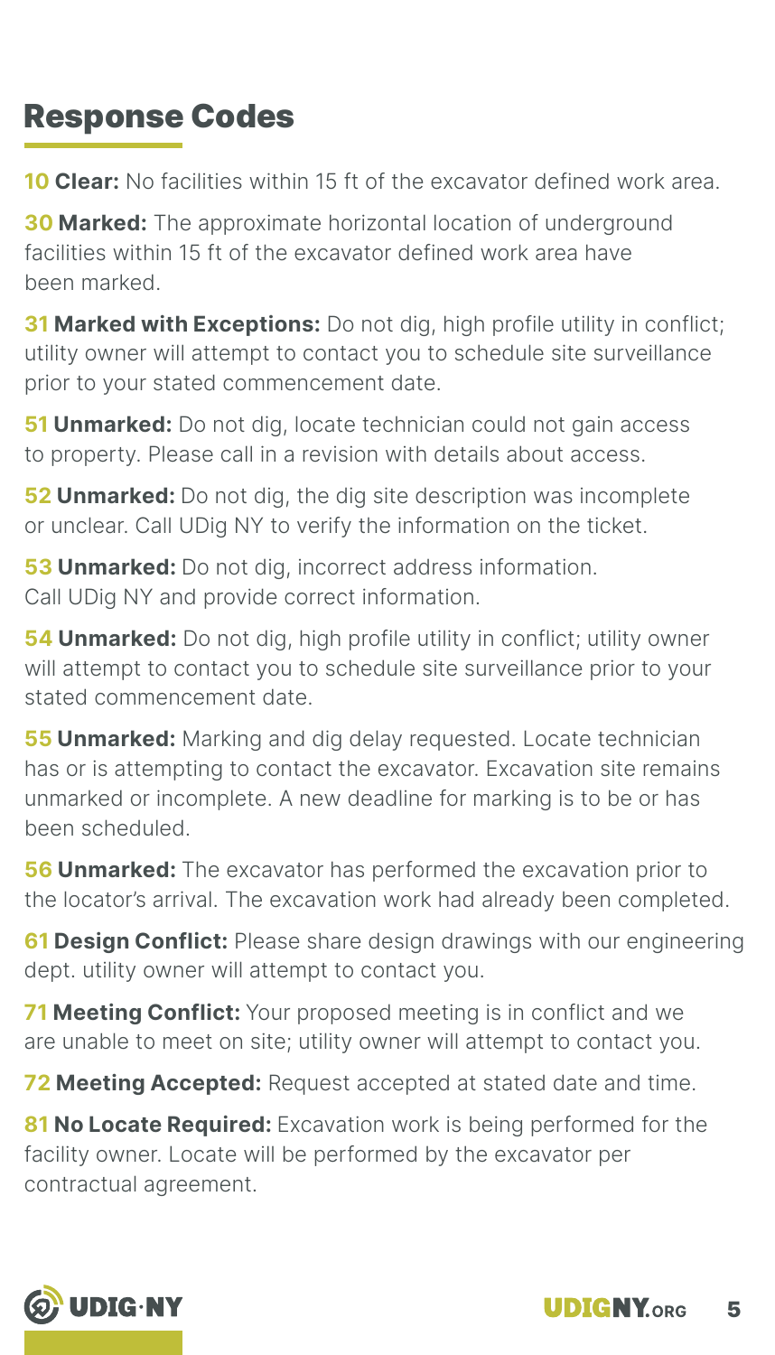## Response Codes

**10 Clear:** No facilities within 15 ft of the excavator defined work area.

**30 Marked:** The approximate horizontal location of underground facilities within 15 ft of the excavator defined work area have been marked.

**31 Marked with Exceptions:** Do not dig, high profile utility in conflict; utility owner will attempt to contact you to schedule site surveillance prior to your stated commencement date.

**51 Unmarked:** Do not dig, locate technician could not gain access to property. Please call in a revision with details about access.

**52 Unmarked:** Do not dig, the dig site description was incomplete or unclear. Call UDig NY to verify the information on the ticket.

**53 Unmarked:** Do not dig, incorrect address information. Call UDig NY and provide correct information.

**54 Unmarked:** Do not dig, high profile utility in conflict; utility owner will attempt to contact you to schedule site surveillance prior to your stated commencement date.

**55 Unmarked:** Marking and dig delay requested. Locate technician has or is attempting to contact the excavator. Excavation site remains unmarked or incomplete. A new deadline for marking is to be or has been scheduled.

**56 Unmarked:** The excavator has performed the excavation prior to the locator's arrival. The excavation work had already been completed.

**61 Design Conflict:** Please share design drawings with our engineering dept. utility owner will attempt to contact you.

**71 Meeting Conflict:** Your proposed meeting is in conflict and we are unable to meet on site; utility owner will attempt to contact you.

**72 Meeting Accepted:** Request accepted at stated date and time.

**81 No Locate Required:** Excavation work is being performed for the facility owner. Locate will be performed by the excavator per contractual agreement.

UDIG·NY

UDIGNY.ORG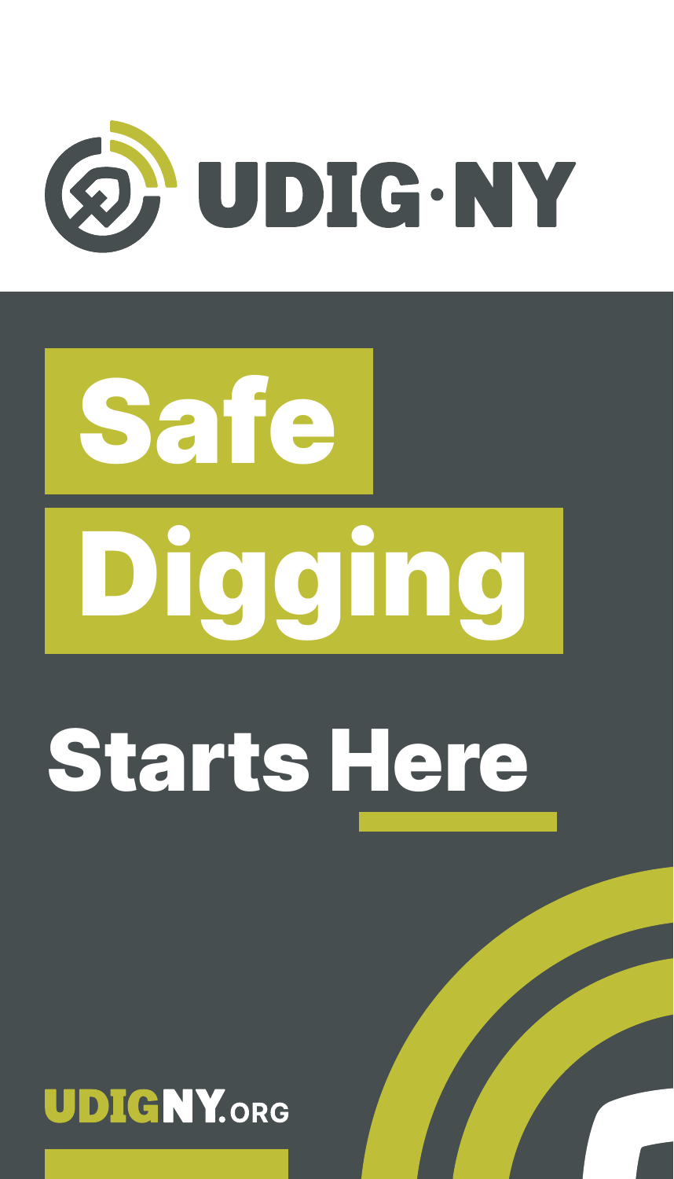UDIG·NY

# Safe Digging

# Starts Here

UDIGNY.ORG